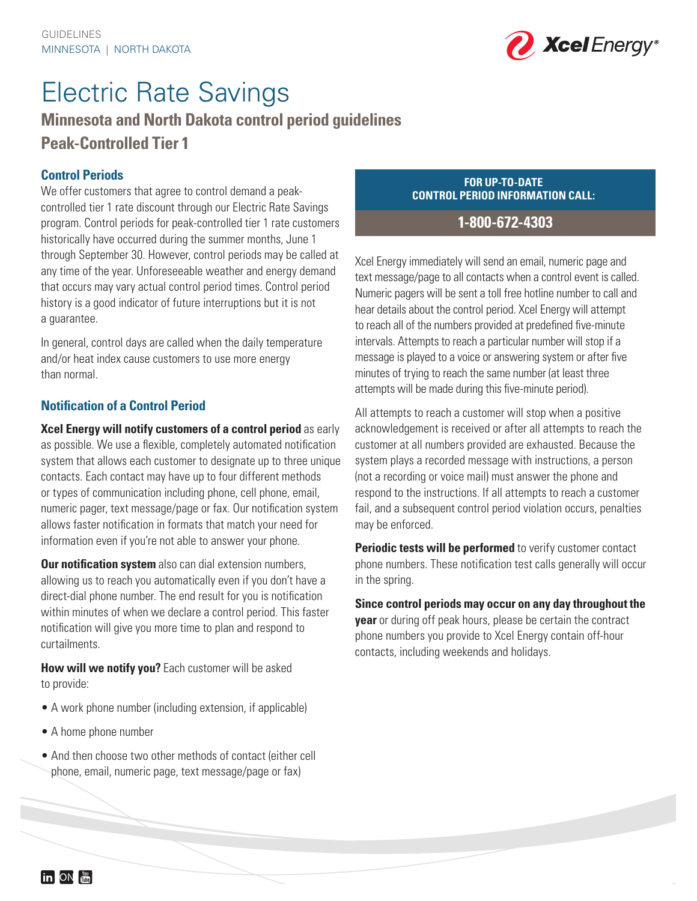GUIDELINES
MINNESOTA | NORTH DAKOTA

# Electric Rate Savings

## Minnesota and North Dakota control period guidelines

## Peak-Controlled Tier 1

### Control Periods

We offer customers that agree to control demand a peak-controlled tier 1 rate discount through our Electric Rate Savings program. Control periods for peak-controlled tier 1 rate customers historically have occurred during the summer months, June 1 through September 30. However, control periods may be called at any time of the year. Unforeseeable weather and energy demand that occurs may vary actual control period times. Control period history is a good indicator of future interruptions but it is not a guarantee.

In general, control days are called when the daily temperature and/or heat index cause customers to use more energy than normal.

### Notification of a Control Period

**Xcel Energy will notify customers of a control period** as early as possible. We use a flexible, completely automated notification system that allows each customer to designate up to three unique contacts. Each contact may have up to four different methods or types of communication including phone, cell phone, email, numeric pager, text message/page or fax. Our notification system allows faster notification in formats that match your need for information even if you're not able to answer your phone.

**Our notification system** also can dial extension numbers, allowing us to reach you automatically even if you don't have a direct-dial phone number. The end result for you is notification within minutes of when we declare a control period. This faster notification will give you more time to plan and respond to curtailments.

**How will we notify you?** Each customer will be asked to provide:

- A work phone number (including extension, if applicable)
- A home phone number
- And then choose two other methods of contact (either cell phone, email, numeric page, text message/page or fax)

**FOR UP-TO-DATE CONTROL PERIOD INFORMATION CALL:**

**1-800-672-4303**

Xcel Energy immediately will send an email, numeric page and text message/page to all contacts when a control event is called. Numeric pagers will be sent a toll free hotline number to call and hear details about the control period. Xcel Energy will attempt to reach all of the numbers provided at predefined five-minute intervals. Attempts to reach a particular number will stop if a message is played to a voice or answering system or after five minutes of trying to reach the same number (at least three attempts will be made during this five-minute period).

All attempts to reach a customer will stop when a positive acknowledgement is received or after all attempts to reach the customer at all numbers provided are exhausted. Because the system plays a recorded message with instructions, a person (not a recording or voice mail) must answer the phone and respond to the instructions. If all attempts to reach a customer fail, and a subsequent control period violation occurs, penalties may be enforced.

**Periodic tests will be performed** to verify customer contact phone numbers. These notification test calls generally will occur in the spring.

**Since control periods may occur on any day throughout the year** or during off peak hours, please be certain the contract phone numbers you provide to Xcel Energy contain off-hour contacts, including weekends and holidays.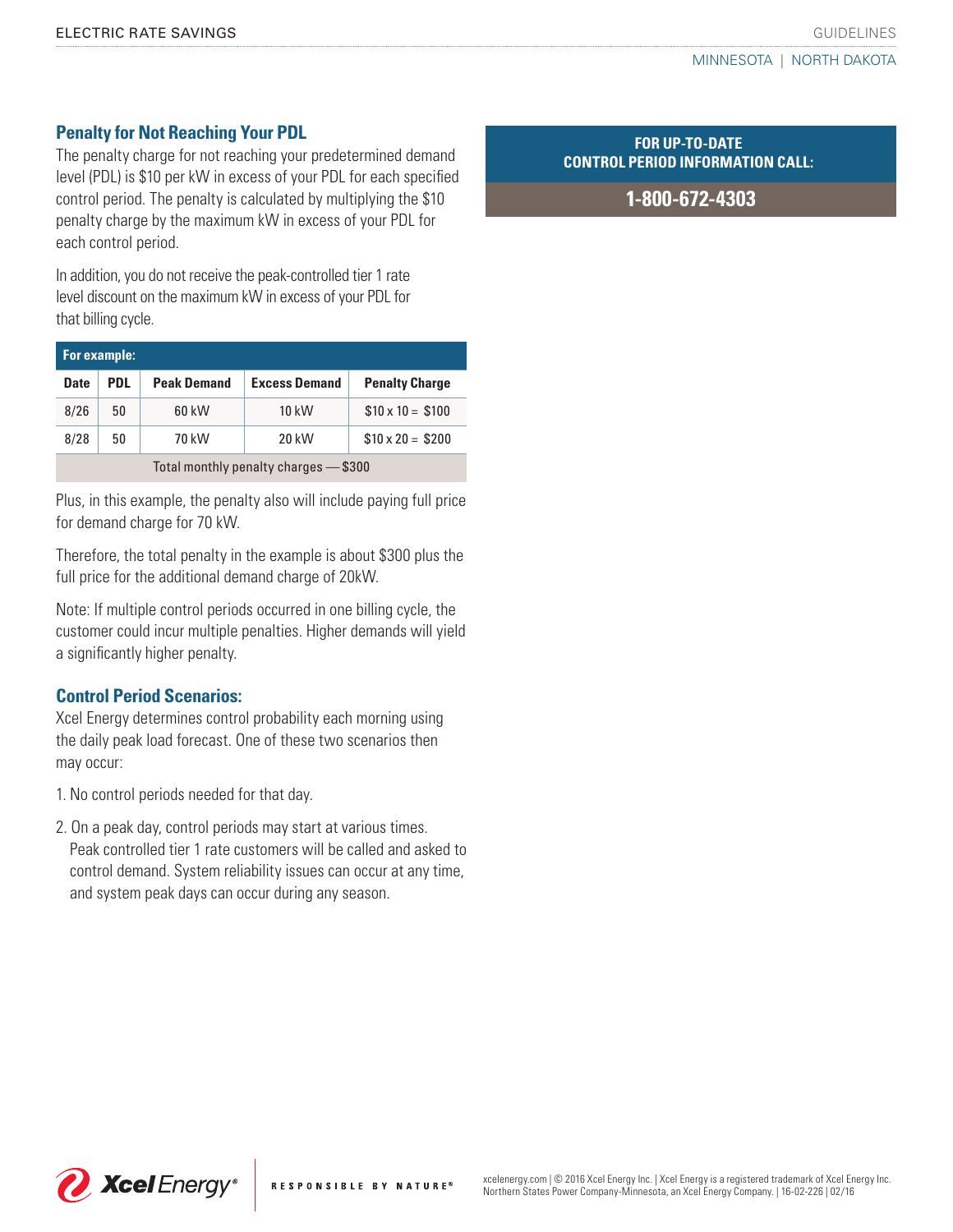## Penalty for Not Reaching Your PDL

The penalty charge for not reaching your predetermined demand level (PDL) is $10 per kW in excess of your PDL for each specified control period. The penalty is calculated by multiplying the $10 penalty charge by the maximum kW in excess of your PDL for each control period.

In addition, you do not receive the peak-controlled tier 1 rate level discount on the maximum kW in excess of your PDL for that billing cycle.

**For example:**

| Date | PDL | Peak Demand | Excess Demand | Penalty Charge |
|---|---|---|---|---|
| 8/26 | 50 | 60 kW | 10 kW | $10 x 10 = $100 |
| 8/28 | 50 | 70 kW | 20 kW | $10 x 20 = $200 |
| Total monthly penalty charges — $300 | | | | |

Plus, in this example, the penalty also will include paying full price for demand charge for 70 kW.

Therefore, the total penalty in the example is about $300 plus the full price for the additional demand charge of 20kW.

Note: If multiple control periods occurred in one billing cycle, the customer could incur multiple penalties. Higher demands will yield a significantly higher penalty.

## Control Period Scenarios:

Xcel Energy determines control probability each morning using the daily peak load forecast. One of these two scenarios then may occur:

1. No control periods needed for that day.
2. On a peak day, control periods may start at various times. Peak controlled tier 1 rate customers will be called and asked to control demand. System reliability issues can occur at any time, and system peak days can occur during any season.

**FOR UP-TO-DATE CONTROL PERIOD INFORMATION CALL:**

**1-800-672-4303**